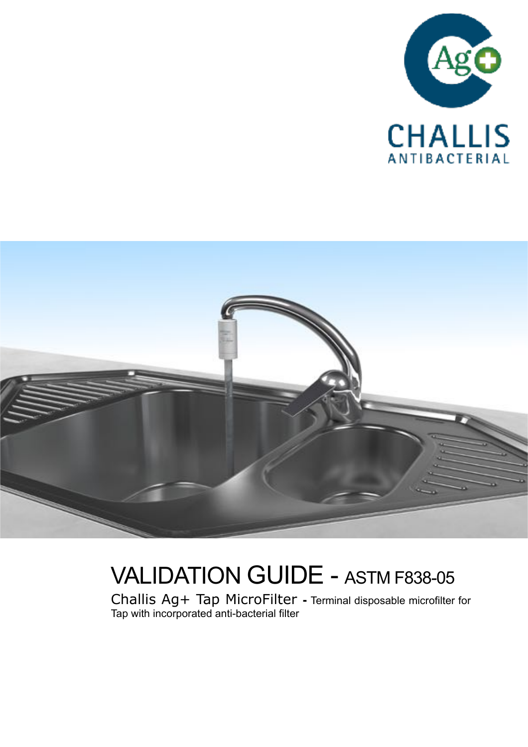CHALLIS

ANTIBACTERIAL

# VALIDATION GUIDE - ASTM F838-05

Challis Ag+ Tap MicroFilter - Terminal disposable microfilter for Tap with incorporated anti-bacterial filter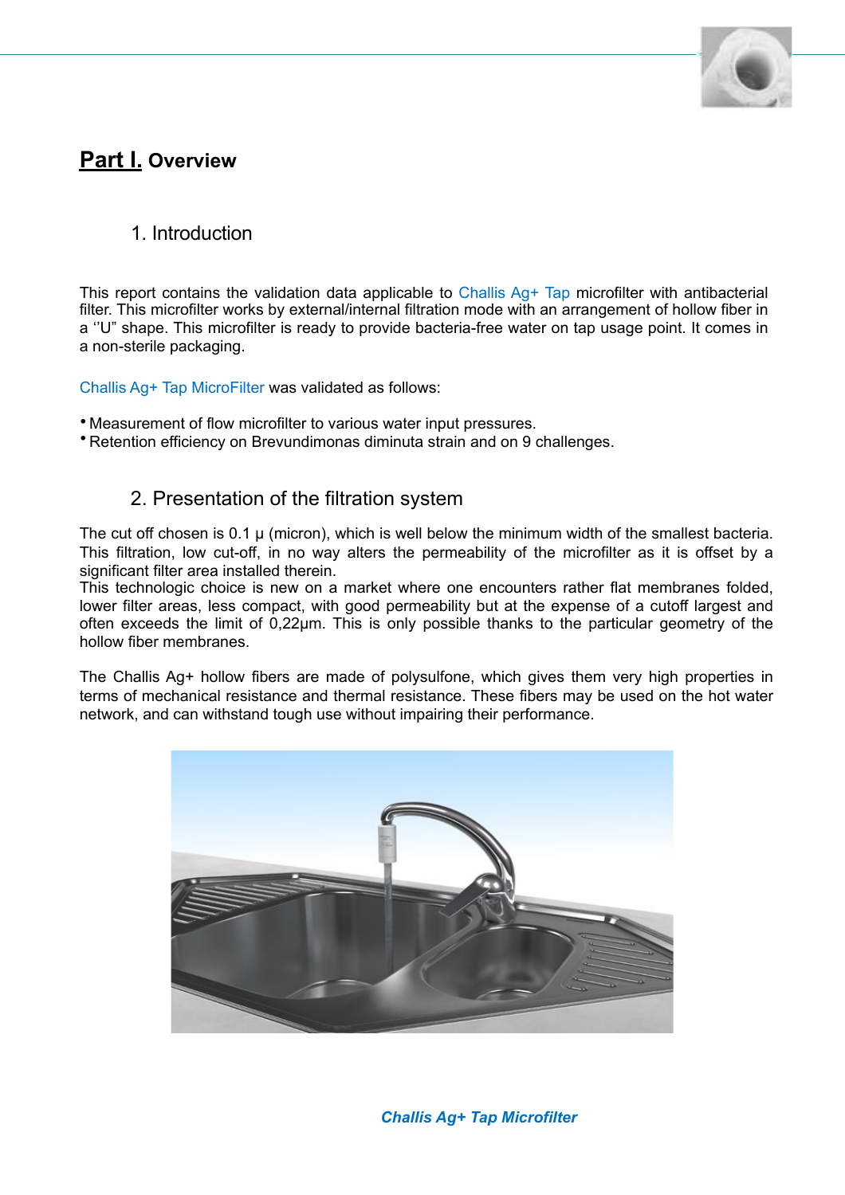# Part I. Overview

## 1. Introduction

This report contains the validation data applicable to Challis Ag+ Tap microfilter with antibacterial filter. This microfilter works by external/internal filtration mode with an arrangement of hollow fiber in a ''U" shape. This microfilter is ready to provide bacteria-free water on tap usage point. It comes in a non-sterile packaging.

Challis Ag+ Tap MicroFilter was validated as follows:

- Measurement of flow microfilter to various water input pressures.
- Retention efficiency on Brevundimonas diminuta strain and on 9 challenges.

## 2. Presentation of the filtration system

The cut off chosen is 0.1 µ (micron), which is well below the minimum width of the smallest bacteria. This filtration, low cut-off, in no way alters the permeability of the microfilter as it is offset by a significant filter area installed therein.
This technologic choice is new on a market where one encounters rather flat membranes folded, lower filter areas, less compact, with good permeability but at the expense of a cutoff largest and often exceeds the limit of 0,22µm. This is only possible thanks to the particular geometry of the hollow fiber membranes.

The Challis Ag+ hollow fibers are made of polysulfone, which gives them very high properties in terms of mechanical resistance and thermal resistance. These fibers may be used on the hot water network, and can withstand tough use without impairing their performance.

***Challis Ag+ Tap Microfilter***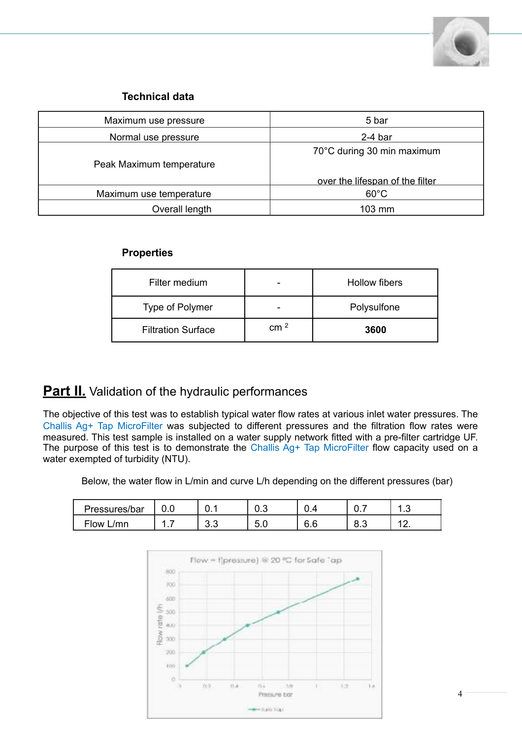### Technical data

| | |
|---|---|
| Maximum use pressure | 5 bar |
| Normal use pressure | 2-4 bar |
| Peak Maximum temperature | 70°C during 30 min maximum over the lifespan of the filter |
| Maximum use temperature | 60°C |
| Overall length | 103 mm |

### Properties

| | | |
|---|---|---|
| Filter medium | - | Hollow fibers |
| Type of Polymer | - | Polysulfone |
| Filtration Surface | $cm^2$ | **3600** |

## **Part II.** Validation of the hydraulic performances

The objective of this test was to establish typical water flow rates at various inlet water pressures. The Challis Ag+ Tap MicroFilter was subjected to different pressures and the filtration flow rates were measured. This test sample is installed on a water supply network fitted with a pre-filter cartridge UF. The purpose of this test is to demonstrate the Challis Ag+ Tap MicroFilter flow capacity used on a water exempted of turbidity (NTU).

Below, the water flow in L/min and curve L/h depending on the different pressures (bar)

| Pressures/bar | 0.0 | 0.1 | 0.3 | 0.4 | 0.7 | 1.3 |
|---|---|---|---|---|---|---|
| Flow L/mn | 1.7 | 3.3 | 5.0 | 6.6 | 8.3 | 12. |

Flow = f(pressure) @ 20 °C for Safe Tap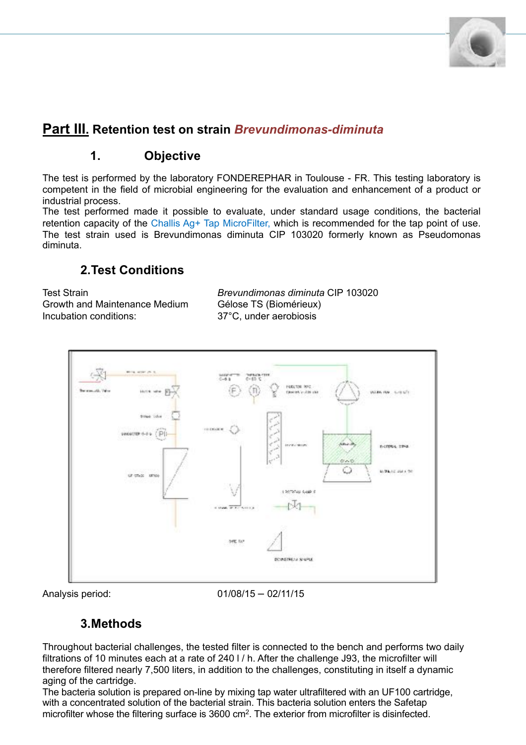## Part III. Retention test on strain *Brevundimonas-diminuta*

### 1. Objective

The test is performed by the laboratory FONDEREPHAR in Toulouse - FR. This testing laboratory is competent in the field of microbial engineering for the evaluation and enhancement of a product or industrial process.
The test performed made it possible to evaluate, under standard usage conditions, the bacterial retention capacity of the Challis Ag+ Tap MicroFilter, which is recommended for the tap point of use. The test strain used is Brevundimonas diminuta CIP 103020 formerly known as Pseudomonas diminuta.

### 2. Test Conditions

| | |
|---|---|
| Test Strain | *Brevundimonas diminuta* CIP 103020 |
| Growth and Maintenance Medium | Gélose TS (Biomérieux) |
| Incubation conditions: | 37°C, under aerobiosis |

Analysis period: 01/08/15 – 02/11/15

### 3. Methods

Throughout bacterial challenges, the tested filter is connected to the bench and performs two daily filtrations of 10 minutes each at a rate of 240 l / h. After the challenge J93, the microfilter will therefore filtered nearly 7,500 liters, in addition to the challenges, constituting in itself a dynamic aging of the cartridge.
The bacteria solution is prepared on-line by mixing tap water ultrafiltered with an UF100 cartridge, with a concentrated solution of the bacterial strain. This bacteria solution enters the Safetap microfilter whose the filtering surface is 3600 cm$^2$. The exterior from microfilter is disinfected.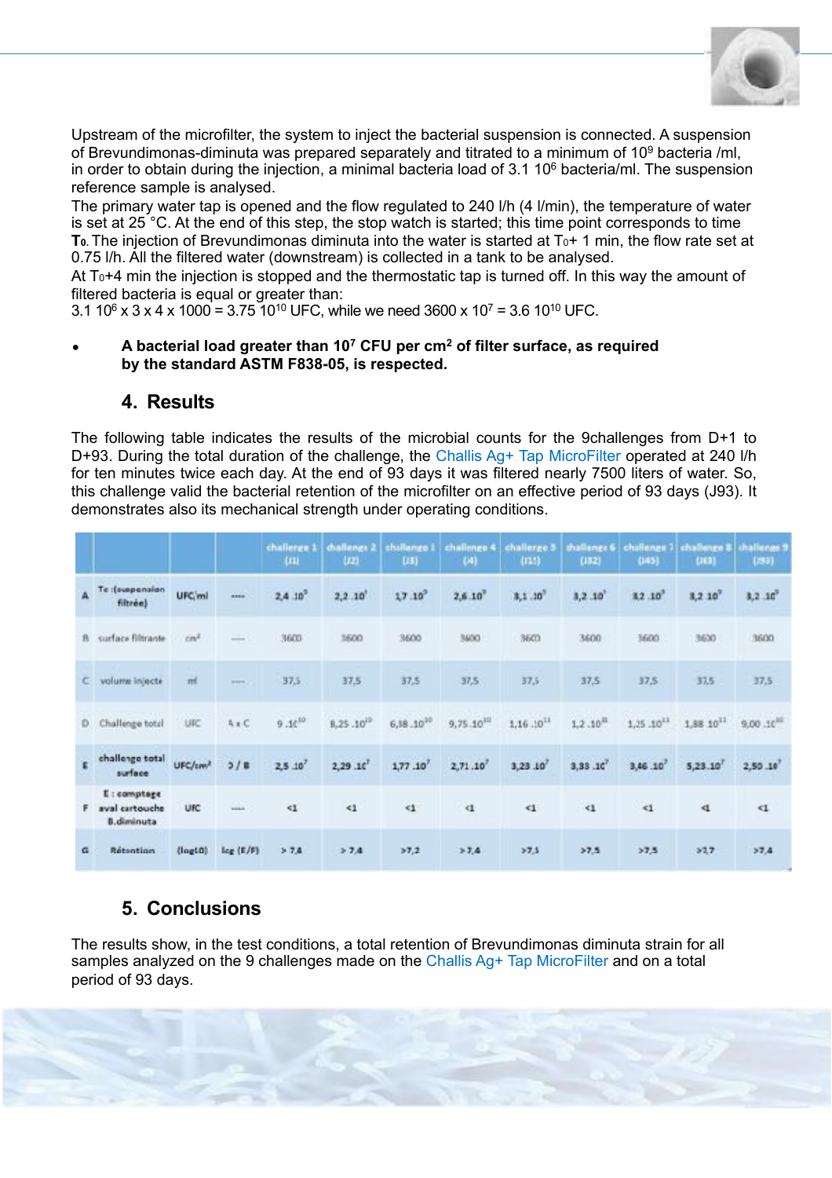Upstream of the microfilter, the system to inject the bacterial suspension is connected. A suspension of Brevundimonas-diminuta was prepared separately and titrated to a minimum of $10^9$ bacteria /ml, in order to obtain during the injection, a minimal bacteria load of 3.1 $10^6$ bacteria/ml. The suspension reference sample is analysed.

The primary water tap is opened and the flow regulated to 240 l/h (4 l/min), the temperature of water is set at 25 °C. At the end of this step, the stop watch is started; this time point corresponds to time $T_0$. The injection of Brevundimonas diminuta into the water is started at $T_0$+ 1 min, the flow rate set at 0.75 l/h. All the filtered water (downstream) is collected in a tank to be analysed.

At $T_0$+4 min the injection is stopped and the thermostatic tap is turned off. In this way the amount of filtered bacteria is equal or greater than:

3.1 $10^6$ x 3 x 4 x 1000 = 3.75 $10^{10}$ UFC, while we need 3600 x $10^7$ = 3.6 $10^{10}$ UFC.

- **A bacterial load greater than $10^7$ CFU per $cm^2$ of filter surface, as required by the standard ASTM F838-05, is respected.**

## 4. Results

The following table indicates the results of the microbial counts for the 9challenges from D+1 to D+93. During the total duration of the challenge, the Challis Ag+ Tap MicroFilter operated at 240 l/h for ten minutes twice each day. At the end of 93 days it was filtered nearly 7500 liters of water. So, this challenge valid the bacterial retention of the microfilter on an effective period of 93 days (J93). It demonstrates also its mechanical strength under operating conditions.

| | | | | challenge 1 (J1) | challenge 2 (J2) | challenge 3 (J3) | challenge 4 (J4) | challenge 5 (J11) | challenge 6 (J32) | challenge 7 (J45) | challenge 8 (J63) | challenge 9 (J93) |
|---|---|---|---|---|---|---|---|---|---|---|---|---|
| A | Tc : (suspension filtrée) | UFC/ml | ---- | 2,4 $10^9$ | 2,2 $10^9$ | 1,7 $10^9$ | 2,6 $10^9$ | 3,1 $10^9$ | 3,2 $10^9$ | 3,2 $10^9$ | 3,2 $10^9$ | 3,2 $10^9$ |
| B | surface filtrante | $cm^2$ | ---- | 3600 | 3600 | 3600 | 3600 | 3600 | 3600 | 3600 | 3600 | 3600 |
| C | volume injecté | ml | ---- | 37,5 | 37,5 | 37,5 | 37,5 | 37,5 | 37,5 | 37,5 | 37,5 | 37,5 |
| D | Challenge total | UFC | A x C | 9 $10^{10}$ | 8,25 $10^{10}$ | 6,38 $10^{10}$ | 9,75 $10^{10}$ | 1,16 $10^{11}$ | 1,2 $10^{11}$ | 1,25 $10^{11}$ | 1,88 $10^{11}$ | 9,00 $10^{10}$ |
| E | challenge total surface | UFC/$cm^2$ | D / B | 2,5 $10^7$ | 2,29 $10^7$ | 1,77 $10^7$ | 2,71 $10^7$ | 3,23 $10^7$ | 3,33 $10^7$ | 3,46 $10^7$ | 5,23 $10^7$ | 2,50 $10^7$ |
| F | E : comptage aval cartouche B.diminuta | UFC | ---- | <1 | <1 | <1 | <1 | <1 | <1 | <1 | <1 | <1 |
| G | Rétention | (log10) | log (E/F) | > 7,4 | > 7,4 | >7,2 | > 7,4 | >7,5 | >7,5 | >7,5 | >7,7 | >7,4 |

## 5. Conclusions

The results show, in the test conditions, a total retention of Brevundimonas diminuta strain for all samples analyzed on the 9 challenges made on the Challis Ag+ Tap MicroFilter and on a total period of 93 days.